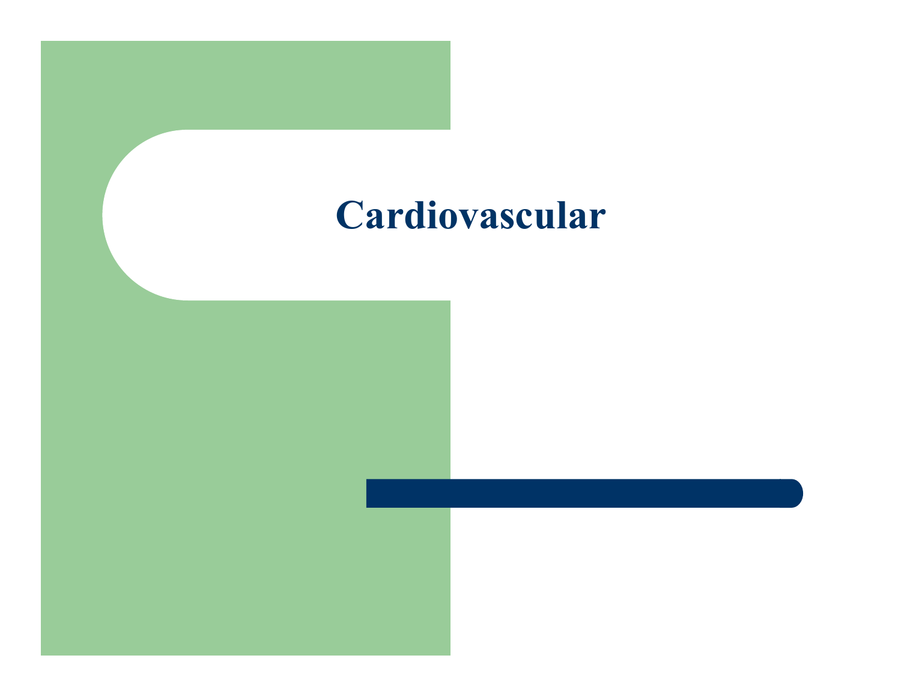# Cardiovascular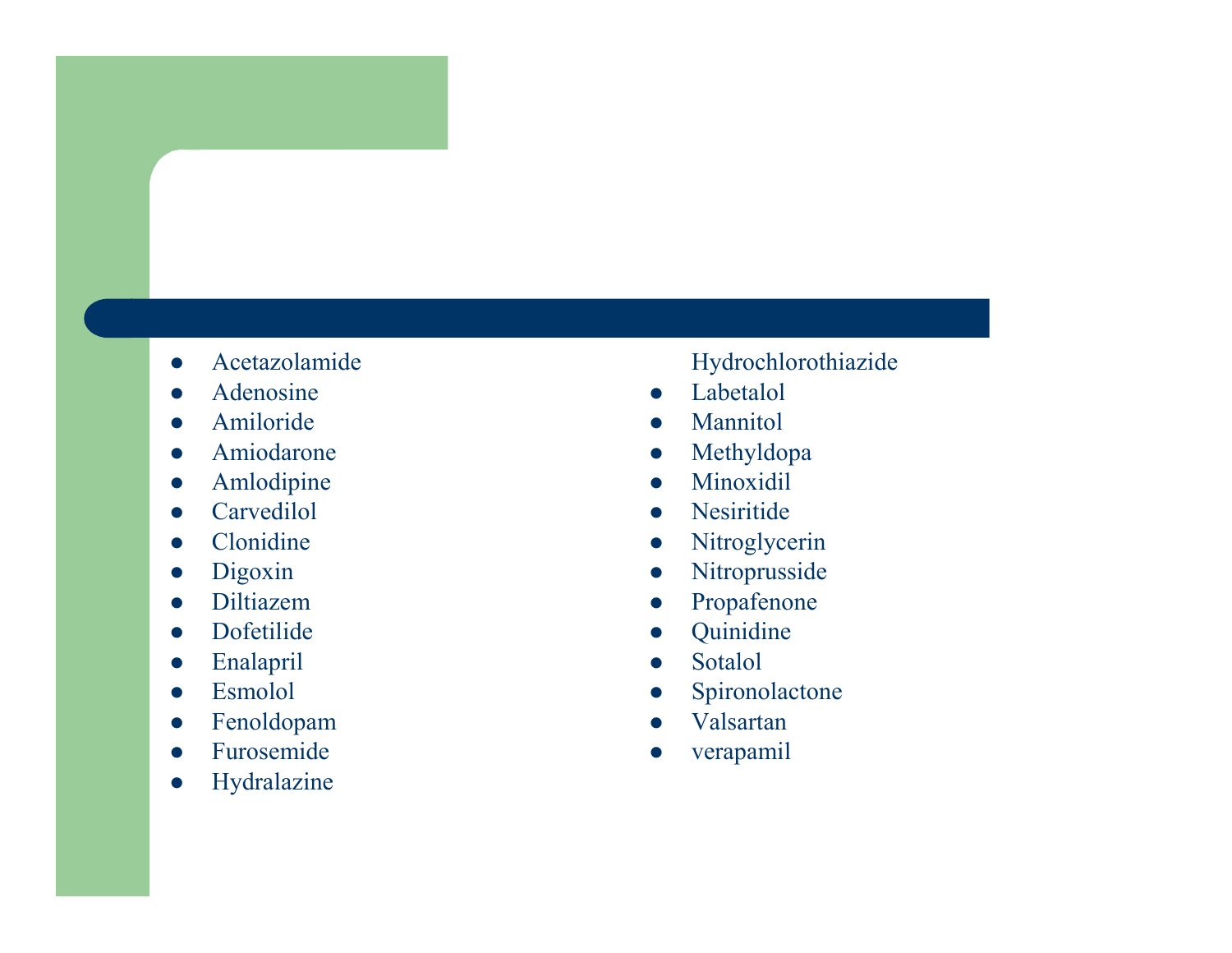- Acetazolamide
- Adenosine
- Amiloride
- Amiodarone
- Amlodipine
- Carvedilol
- Clonidine
- Digoxin
- Diltiazem
- Dofetilide
- Enalapril
- Esmolol
- Fenoldopam
- Furosemide
- Hydralazine
- Hydrochlorothiazide
- Labetalol
- Mannitol
- Methyldopa
- Minoxidil
- Nesiritide
- Nitroglycerin
- Nitroprusside
- Propafenone
- Quinidine
- Sotalol
- Spironolactone
- Valsartan
- verapamil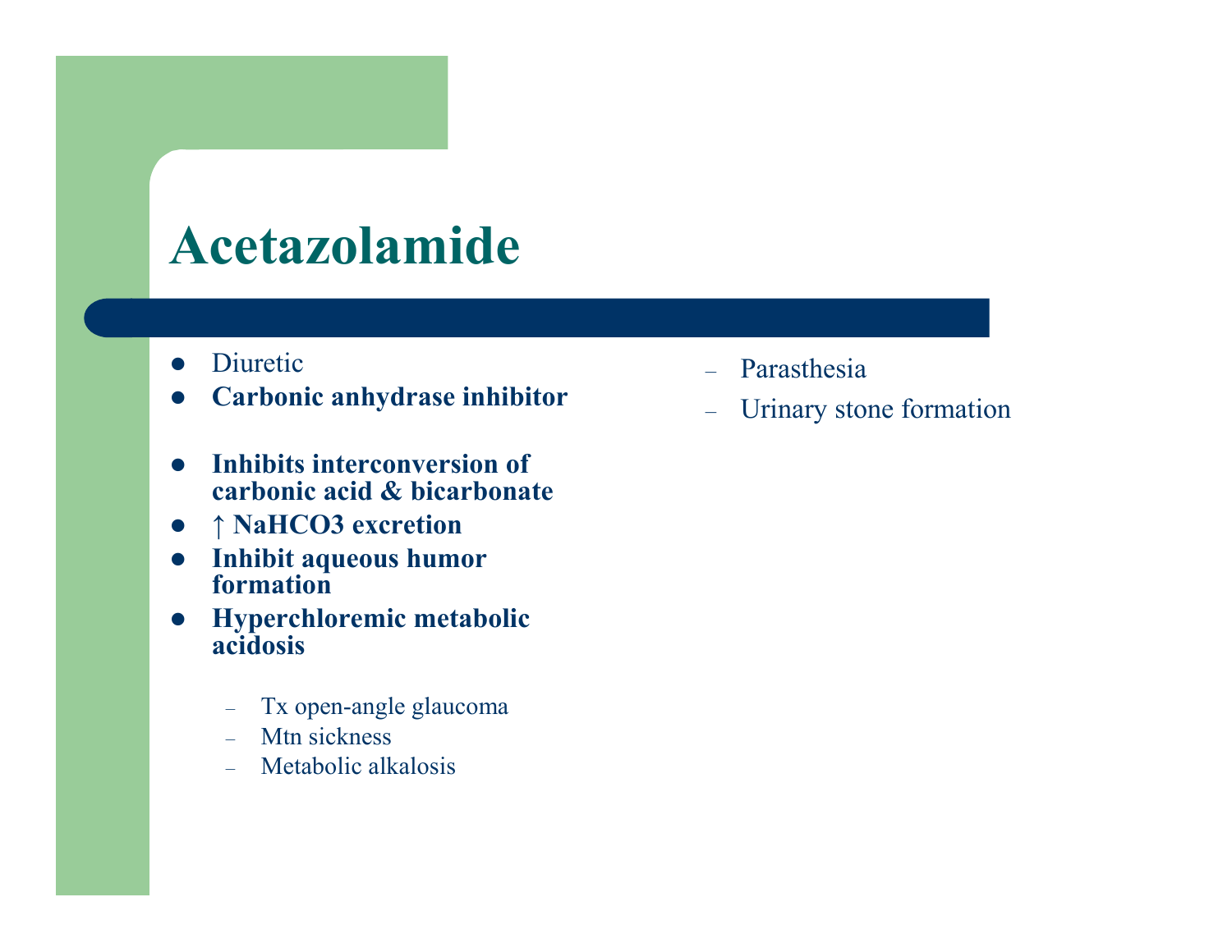# Acetazolamide

- Diuretic
- **Carbonic anhydrase inhibitor**
- **Inhibits interconversion of carbonic acid & bicarbonate**
- **↑ $NaHCO_3$ excretion**
- **Inhibit aqueous humor formation**
- **Hyperchloremic metabolic acidosis**
  - Tx open-angle glaucoma
  - Mtn sickness
  - Metabolic alkalosis
  - Parasthesia
  - Urinary stone formation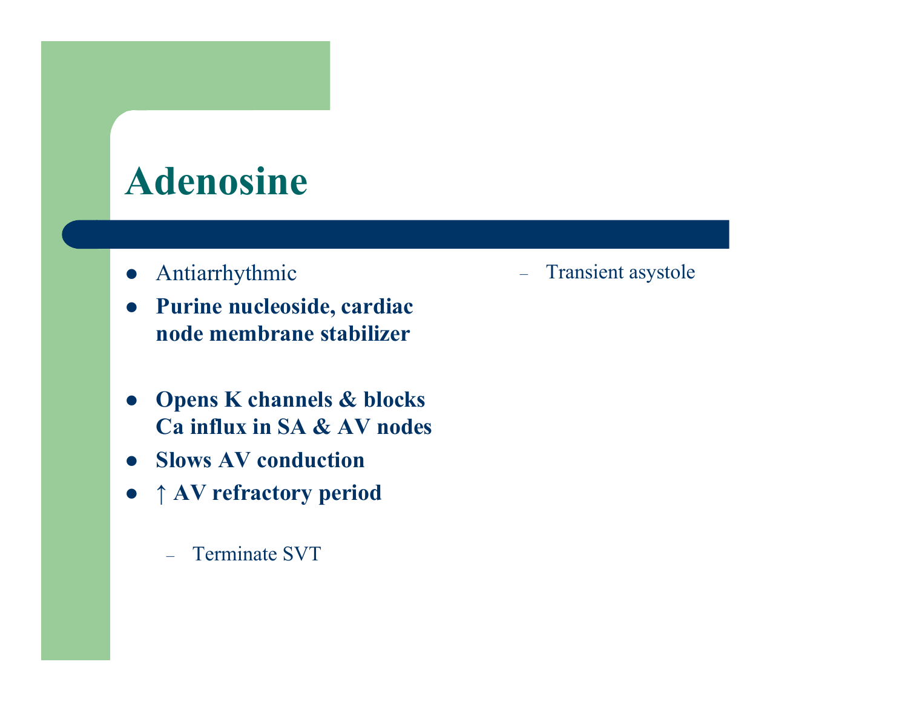# Adenosine

- Antiarrhythmic
- **Purine nucleoside, cardiac node membrane stabilizer**
- **Opens K channels & blocks Ca influx in SA & AV nodes**
- **Slows AV conduction**
- **↑ AV refractory period**
  - Terminate SVT
  - Transient asystole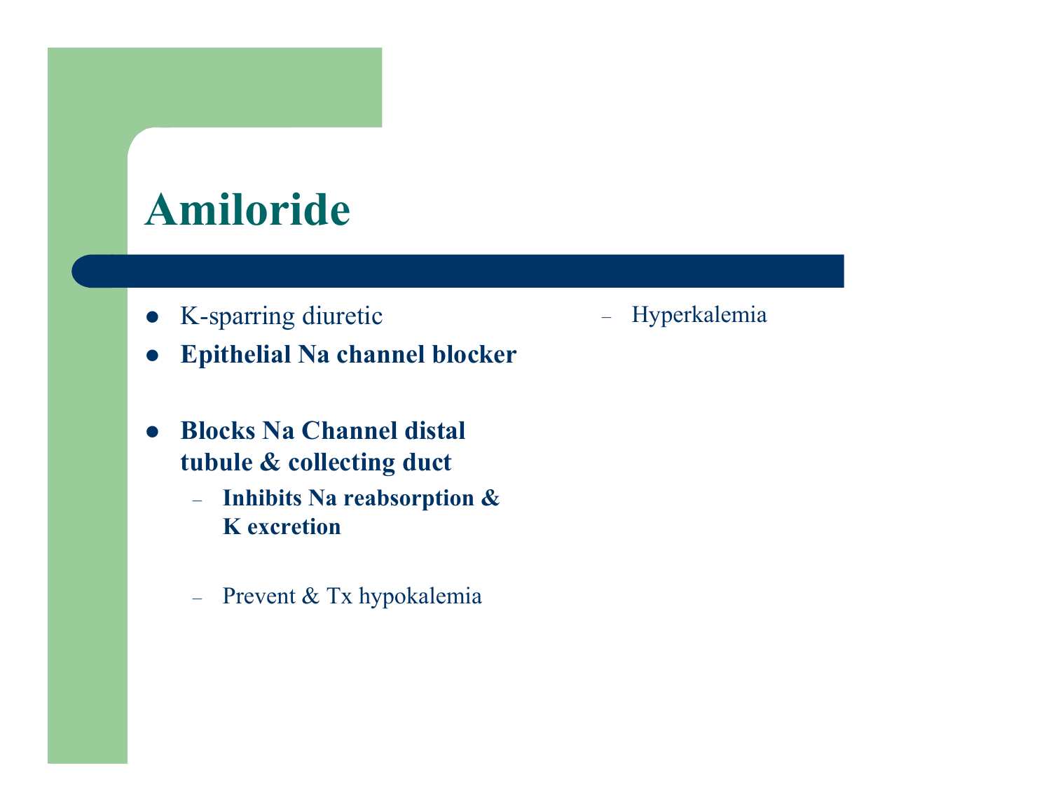# Amiloride

- K-sparring diuretic
- **Epithelial Na channel blocker**
- **Blocks Na Channel distal tubule & collecting duct**
  - **Inhibits Na reabsorption & K excretion**
  - Prevent & Tx hypokalemia
  - Hyperkalemia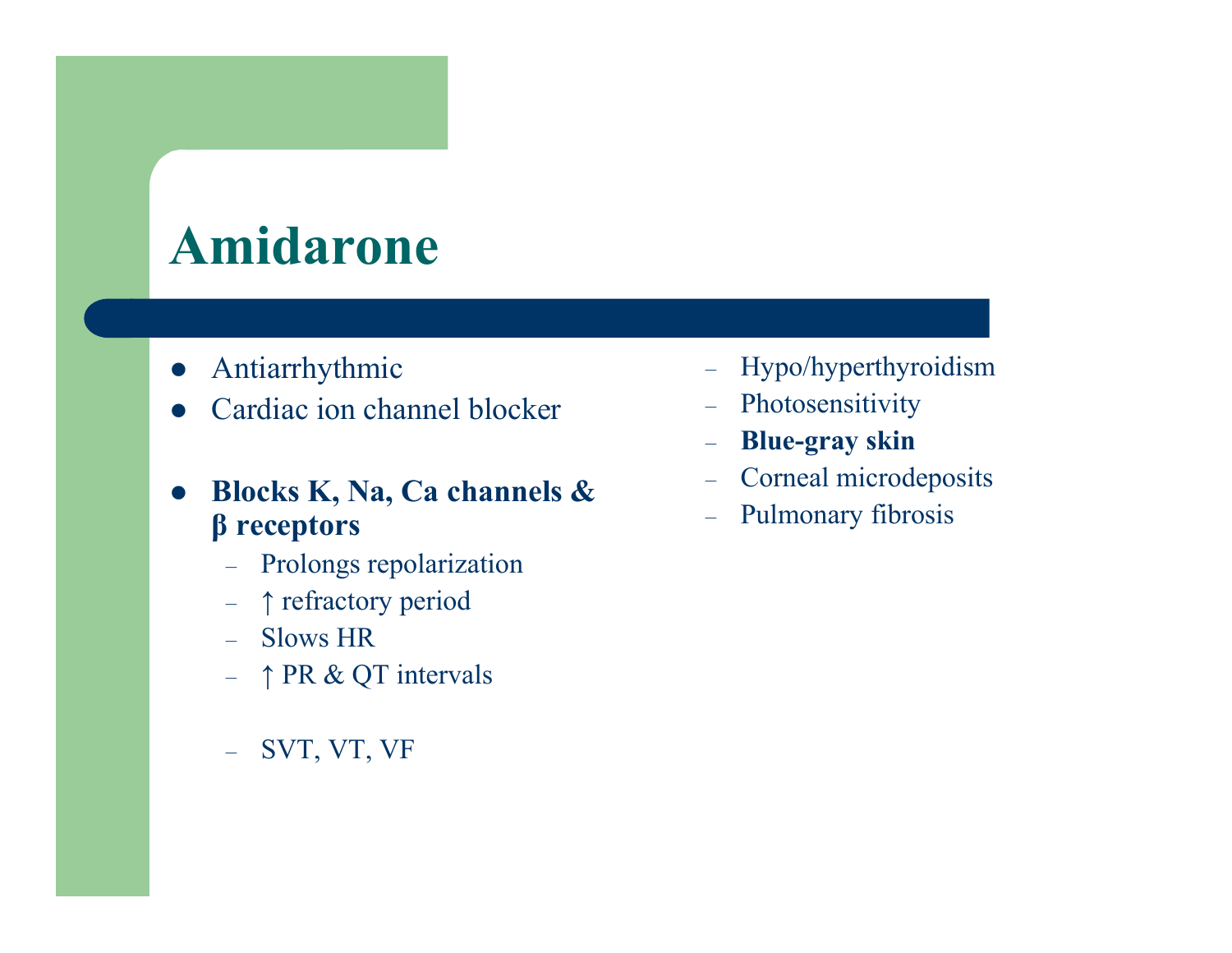# Amidarone

- Antiarrhythmic
- Cardiac ion channel blocker

- **Blocks K, Na, Ca channels & β receptors**
  - Prolongs repolarization
  - ↑ refractory period
  - Slows HR
  - ↑ PR & QT intervals

  - SVT, VT, VF

  - Hypo/hyperthyroidism
  - Photosensitivity
  - **Blue-gray skin**
  - Corneal microdeposits
  - Pulmonary fibrosis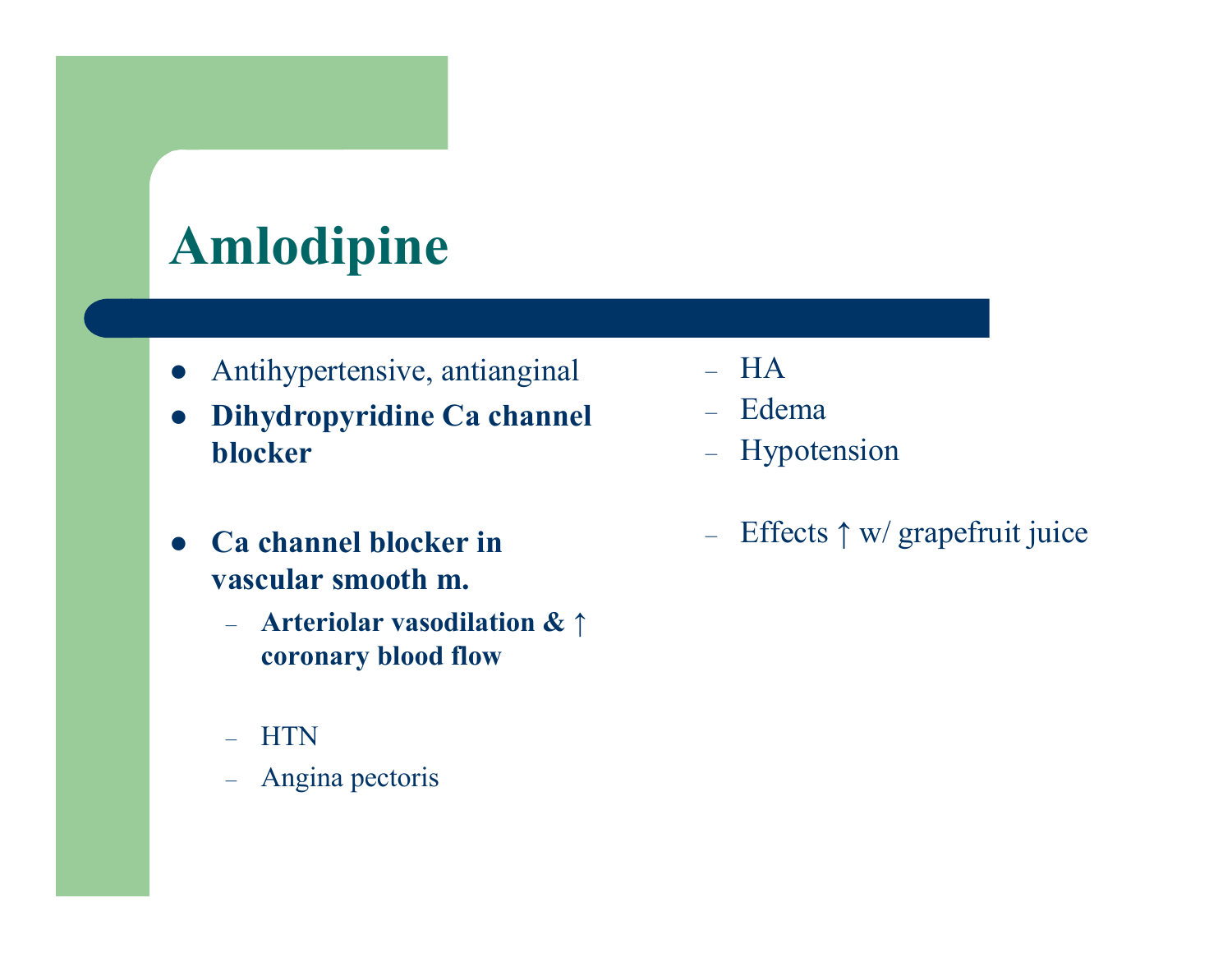# Amlodipine

- Antihypertensive, antianginal
- **Dihydropyridine Ca channel blocker**
- **Ca channel blocker in vascular smooth m.**
  - **Arteriolar vasodilation & ↑ coronary blood flow**
  - HTN
  - Angina pectoris
  - HA
  - Edema
  - Hypotension
  - Effects ↑ w/ grapefruit juice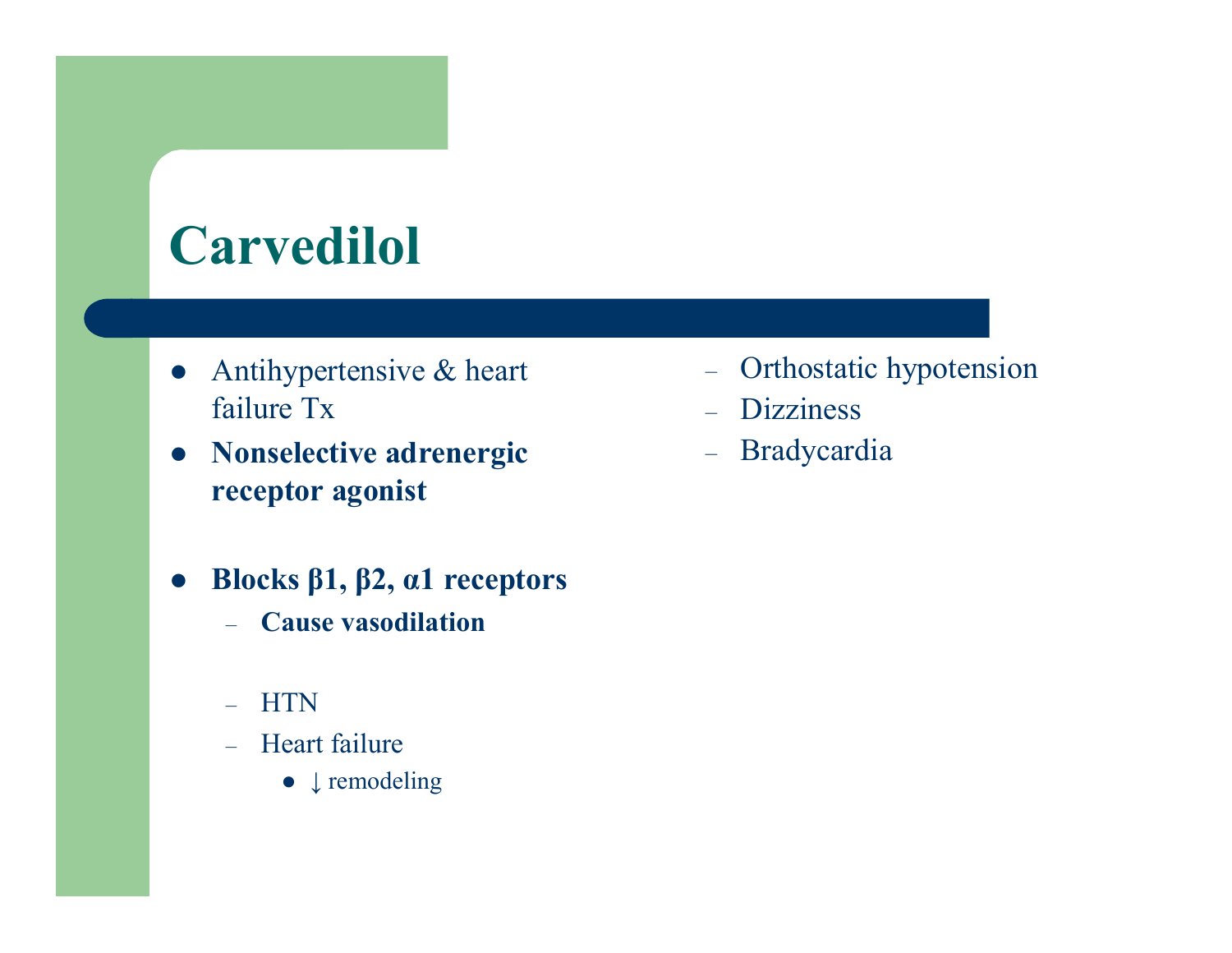# Carvedilol

- Antihypertensive & heart failure Tx
- **Nonselective adrenergic receptor agonist**
- **Blocks β1, β2, α1 receptors**
  - **Cause vasodilation**
  - HTN
  - Heart failure
    - ↓ remodeling
  - Orthostatic hypotension
  - Dizziness
  - Bradycardia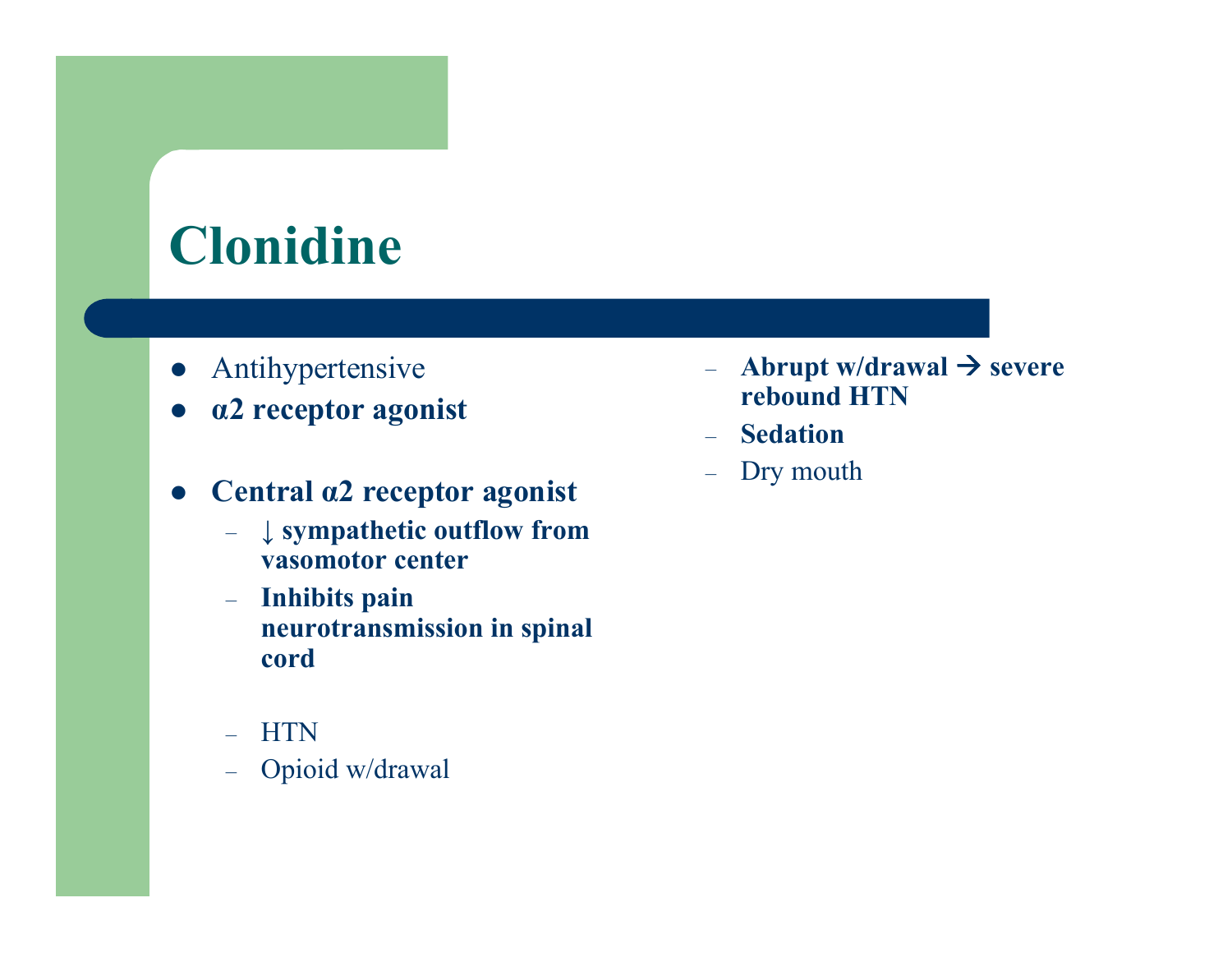# Clonidine

- Antihypertensive
- **α2 receptor agonist**

- **Central α2 receptor agonist**
  - **↓ sympathetic outflow from vasomotor center**
  - **Inhibits pain neurotransmission in spinal cord**

  - HTN
  - Opioid w/drawal

  - **Abrupt w/drawal → severe rebound HTN**
  - **Sedation**
  - Dry mouth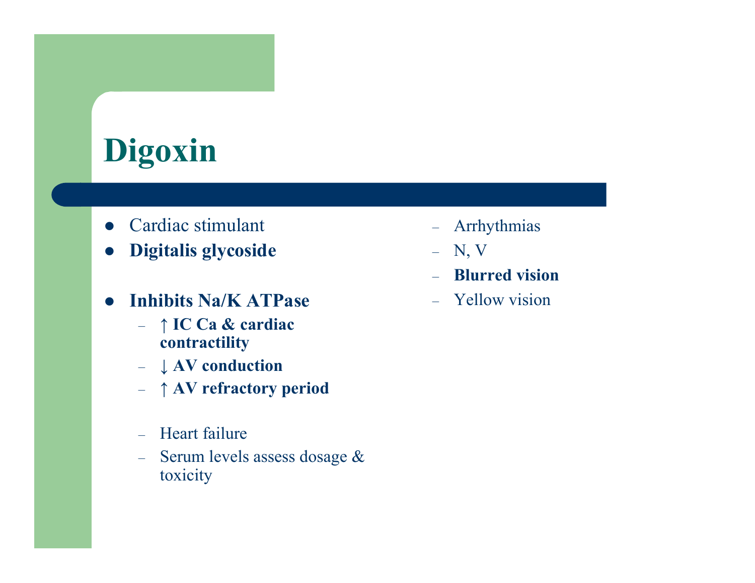# Digoxin

- Cardiac stimulant
- **Digitalis glycoside**

- **Inhibits Na/K ATPase**
  - **↑ IC Ca & cardiac contractility**
  - **↓ AV conduction**
  - **↑ AV refractory period**

  - Heart failure
  - Serum levels assess dosage & toxicity

  - Arrhythmias
  - N, V
  - **Blurred vision**
  - Yellow vision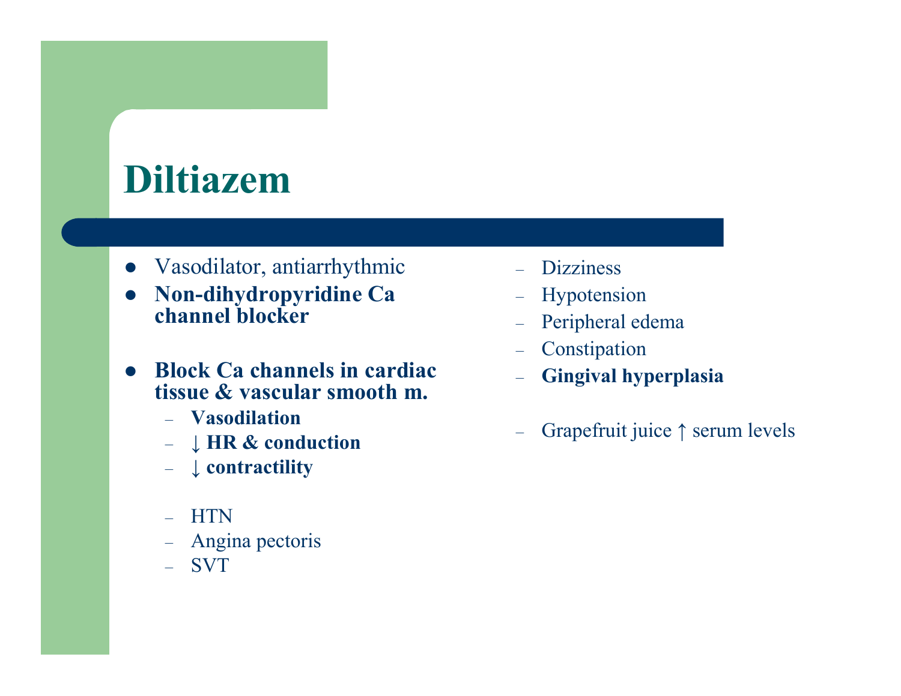# Diltiazem

- Vasodilator, antiarrhythmic
- **Non-dihydropyridine Ca channel blocker**

- **Block Ca channels in cardiac tissue & vascular smooth m.**
  - **Vasodilation**
  - **↓ HR & conduction**
  - **↓ contractility**

  - HTN
  - Angina pectoris
  - SVT

- Dizziness
- Hypotension
- Peripheral edema
- Constipation
- **Gingival hyperplasia**

- Grapefruit juice ↑ serum levels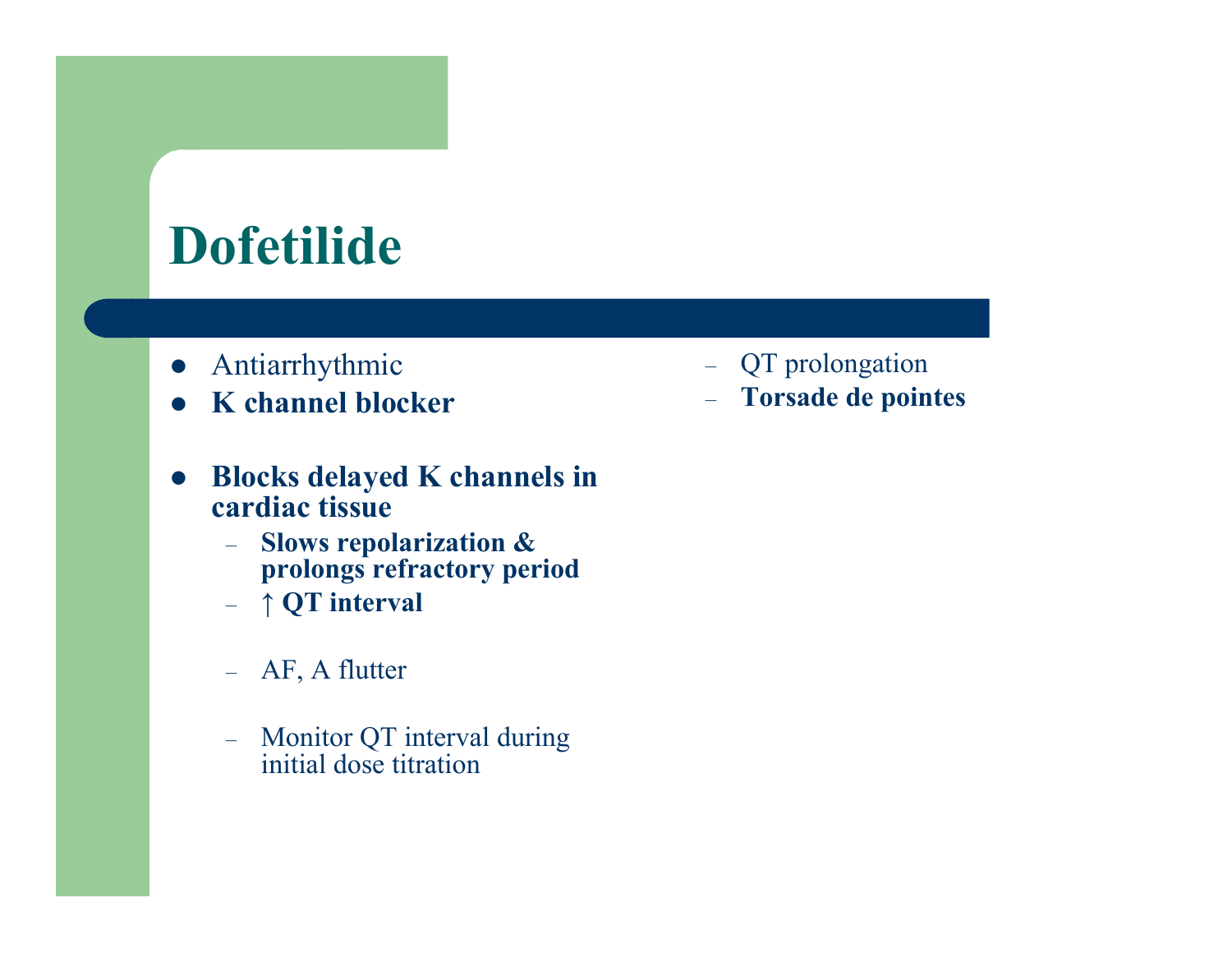# Dofetilide

- Antiarrhythmic
- **K channel blocker**

- **Blocks delayed K channels in cardiac tissue**
  - **Slows repolarization & prolongs refractory period**
  - **↑ QT interval**
  - AF, A flutter
  - Monitor QT interval during initial dose titration
  - QT prolongation
  - **Torsade de pointes**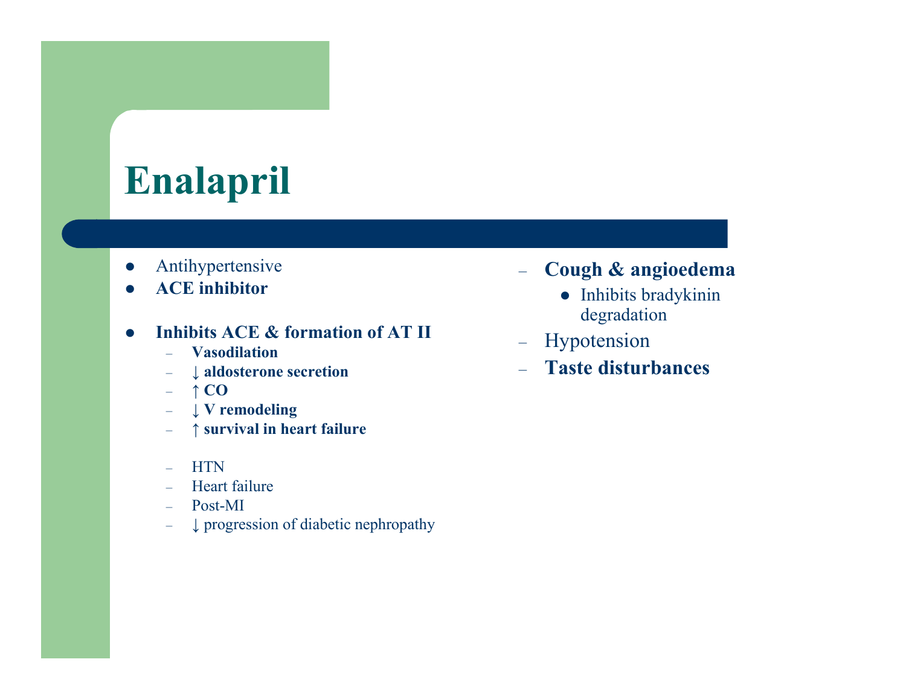# Enalapril

- Antihypertensive
- **ACE inhibitor**

- **Inhibits ACE & formation of AT II**
  - **Vasodilation**
  - **↓ aldosterone secretion**
  - **↑ CO**
  - **↓ V remodeling**
  - **↑ survival in heart failure**

  - HTN
  - Heart failure
  - Post-MI
  - ↓ progression of diabetic nephropathy

- **Cough & angioedema**
  - Inhibits bradykinin degradation
- Hypotension
- **Taste disturbances**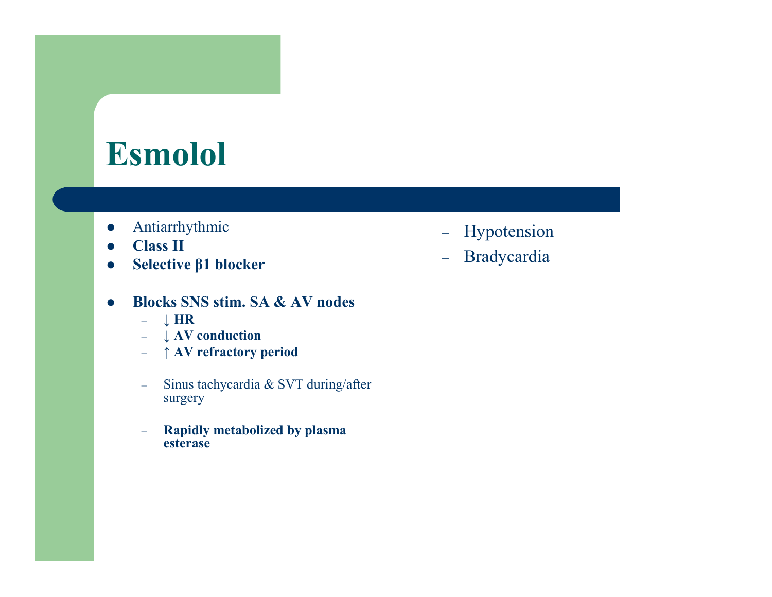# Esmolol

- Antiarrhythmic
- **Class II**
- **Selective β1 blocker**

- **Blocks SNS stim. SA & AV nodes**
  - **↓ HR**
  - **↓ AV conduction**
  - **↑ AV refractory period**

  - Sinus tachycardia & SVT during/after surgery

  - **Rapidly metabolized by plasma esterase**

  - Hypotension
  - Bradycardia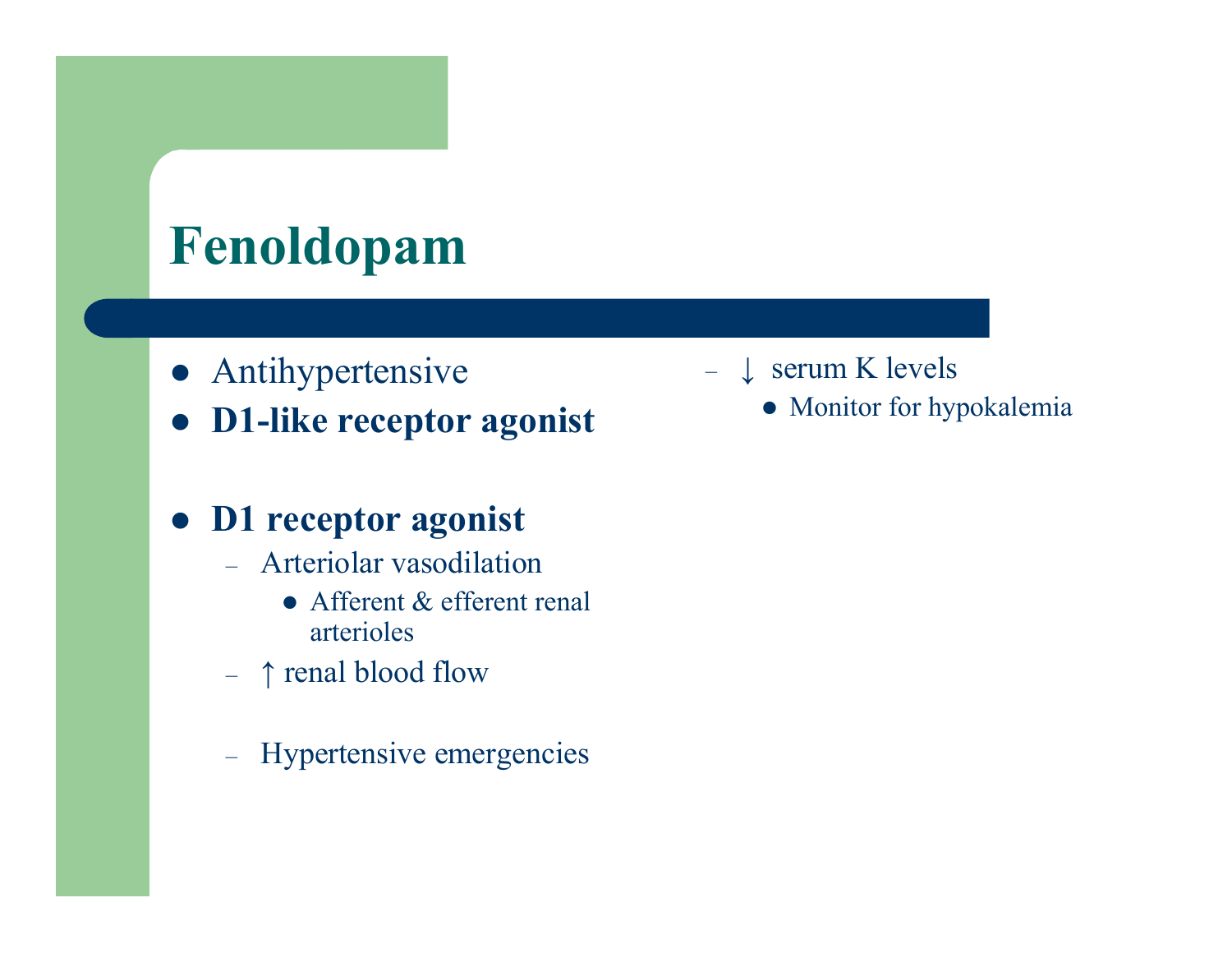# Fenoldopam

- Antihypertensive
- **D1-like receptor agonist**

- **D1 receptor agonist**
  - Arteriolar vasodilation
    - Afferent & efferent renal arterioles
  - ↑ renal blood flow
  - Hypertensive emergencies
  - ↓ serum K levels
    - Monitor for hypokalemia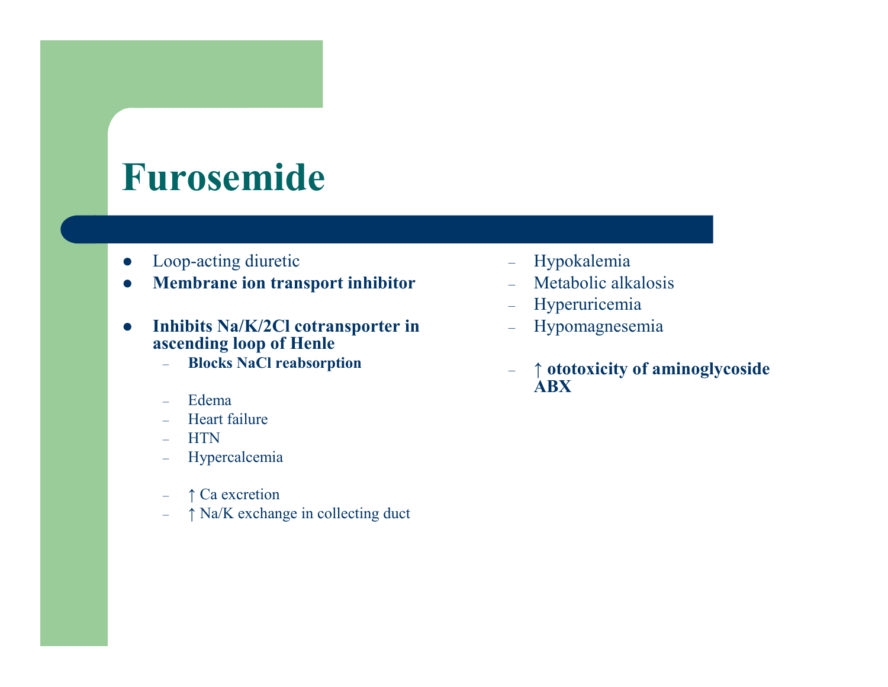# Furosemide

- Loop-acting diuretic
- **Membrane ion transport inhibitor**

- **Inhibits Na/K/2Cl cotransporter in ascending loop of Henle**
  - **Blocks NaCl reabsorption**

  - Edema
  - Heart failure
  - HTN
  - Hypercalcemia

  - ↑ Ca excretion
  - ↑ Na/K exchange in collecting duct

- Hypokalemia
- Metabolic alkalosis
- Hyperuricemia
- Hypomagnesemia

- **↑ ototoxicity of aminoglycoside ABX**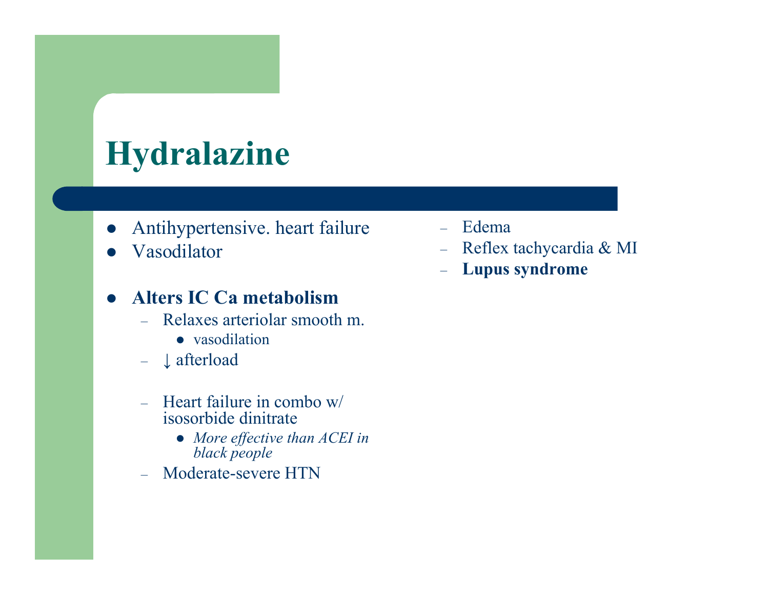# Hydralazine

- Antihypertensive. heart failure
- Vasodilator

- **Alters IC Ca metabolism**
  - Relaxes arteriolar smooth m.
    - vasodilation
  - ↓ afterload

  - Heart failure in combo w/ isosorbide dinitrate
    - *More effective than ACEI in black people*
  - Moderate-severe HTN

  - Edema
  - Reflex tachycardia & MI
  - **Lupus syndrome**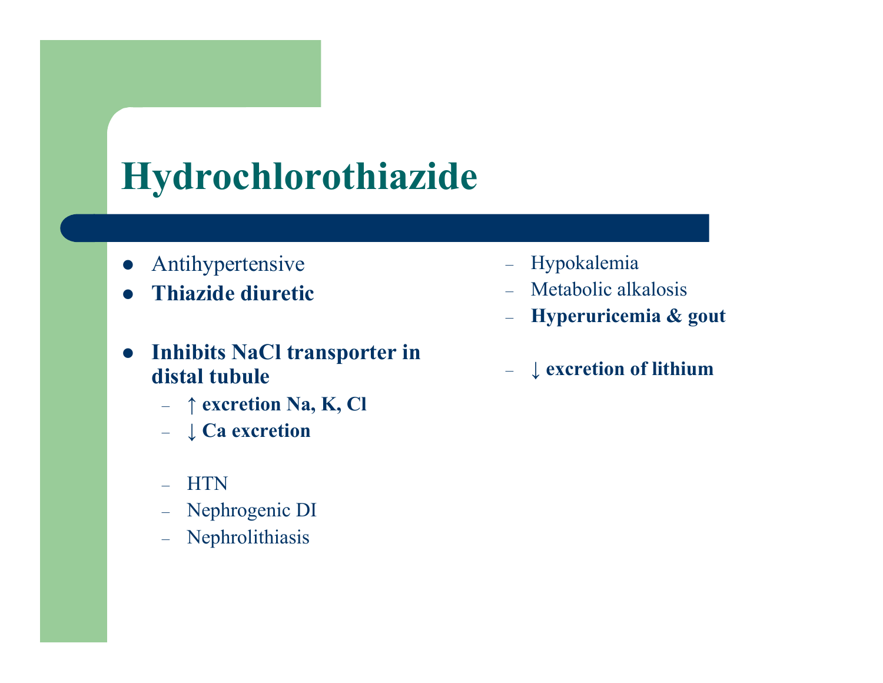# Hydrochlorothiazide

- Antihypertensive
- **Thiazide diuretic**

- **Inhibits NaCl transporter in distal tubule**
  - **↑ excretion Na, K, Cl**
  - **↓ Ca excretion**

  - HTN
  - Nephrogenic DI
  - Nephrolithiasis

  - Hypokalemia
  - Metabolic alkalosis
  - **Hyperuricemia & gout**

  - **↓ excretion of lithium**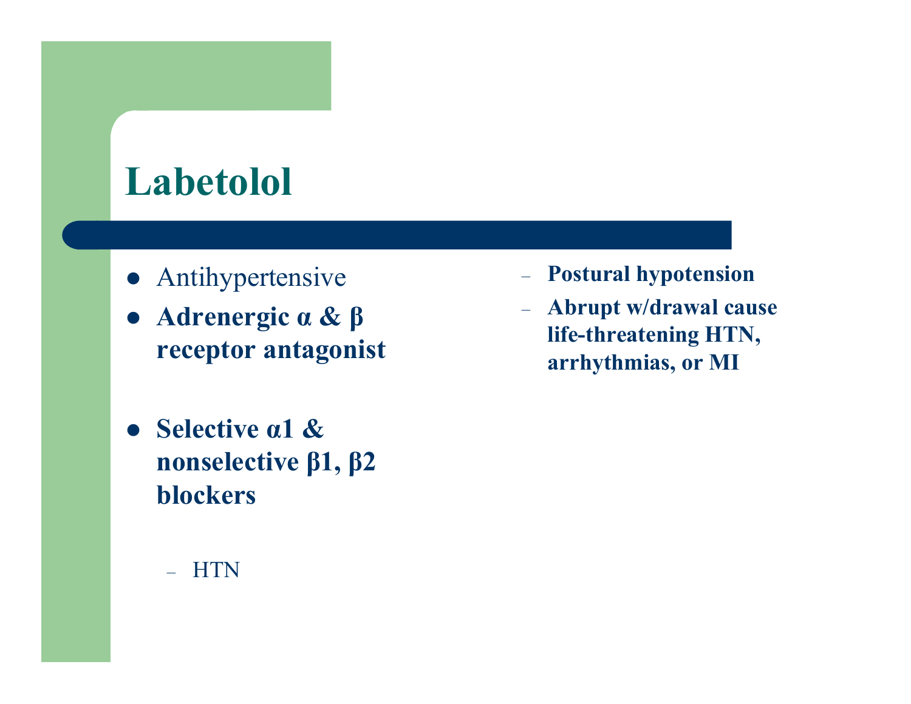# Labetolol

- Antihypertensive
- **Adrenergic α & β receptor antagonist**
- **Selective α1 & nonselective β1, β2 blockers**
  - HTN
  - **Postural hypotension**
  - **Abrupt w/drawal cause life-threatening HTN, arrhythmias, or MI**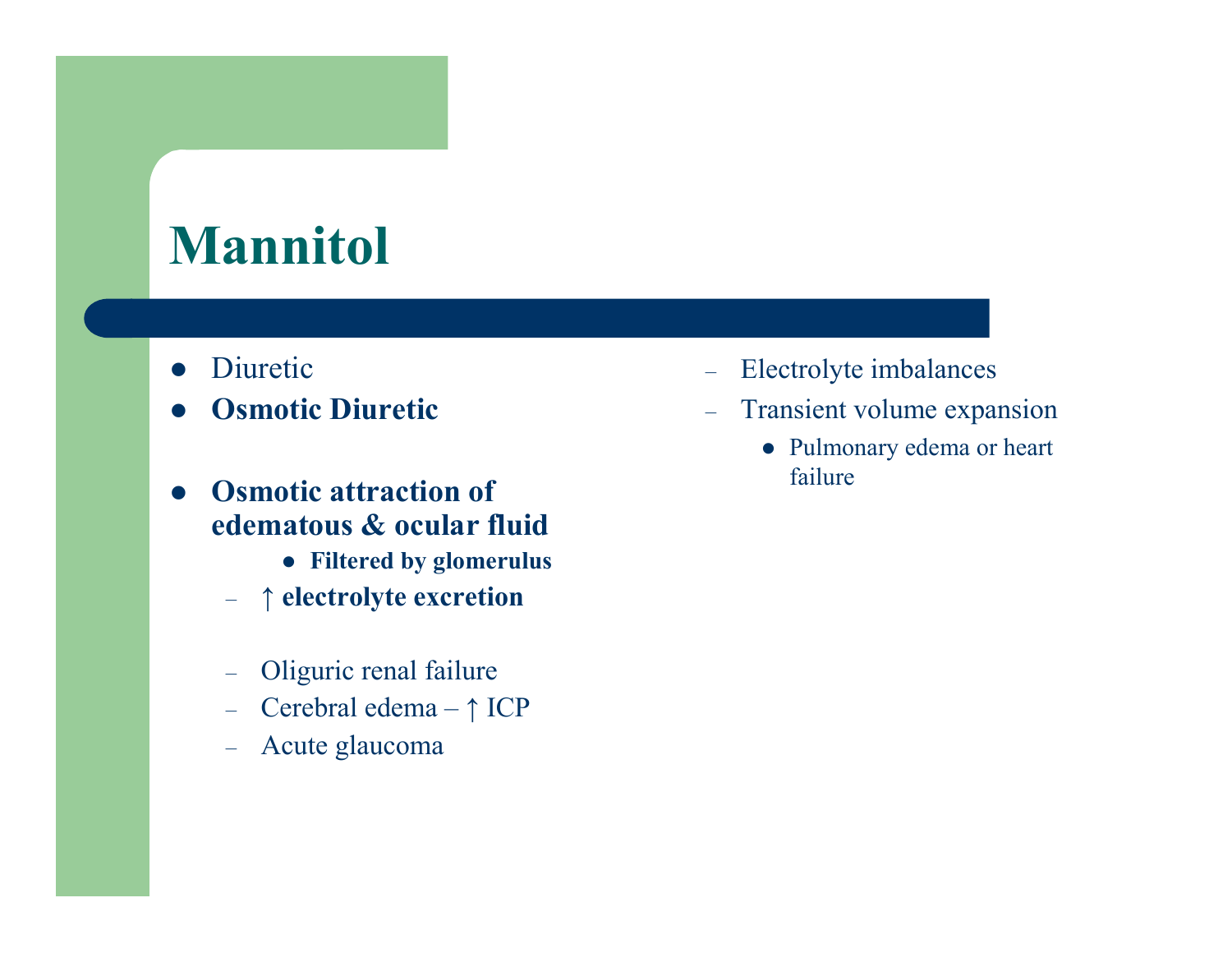# Mannitol

- Diuretic
- **Osmotic Diuretic**

- **Osmotic attraction of edematous & ocular fluid**
  - **Filtered by glomerulus**
  - **↑ electrolyte excretion**

  - Oliguric renal failure
  - Cerebral edema – ↑ ICP
  - Acute glaucoma

  - Electrolyte imbalances
  - Transient volume expansion
    - Pulmonary edema or heart failure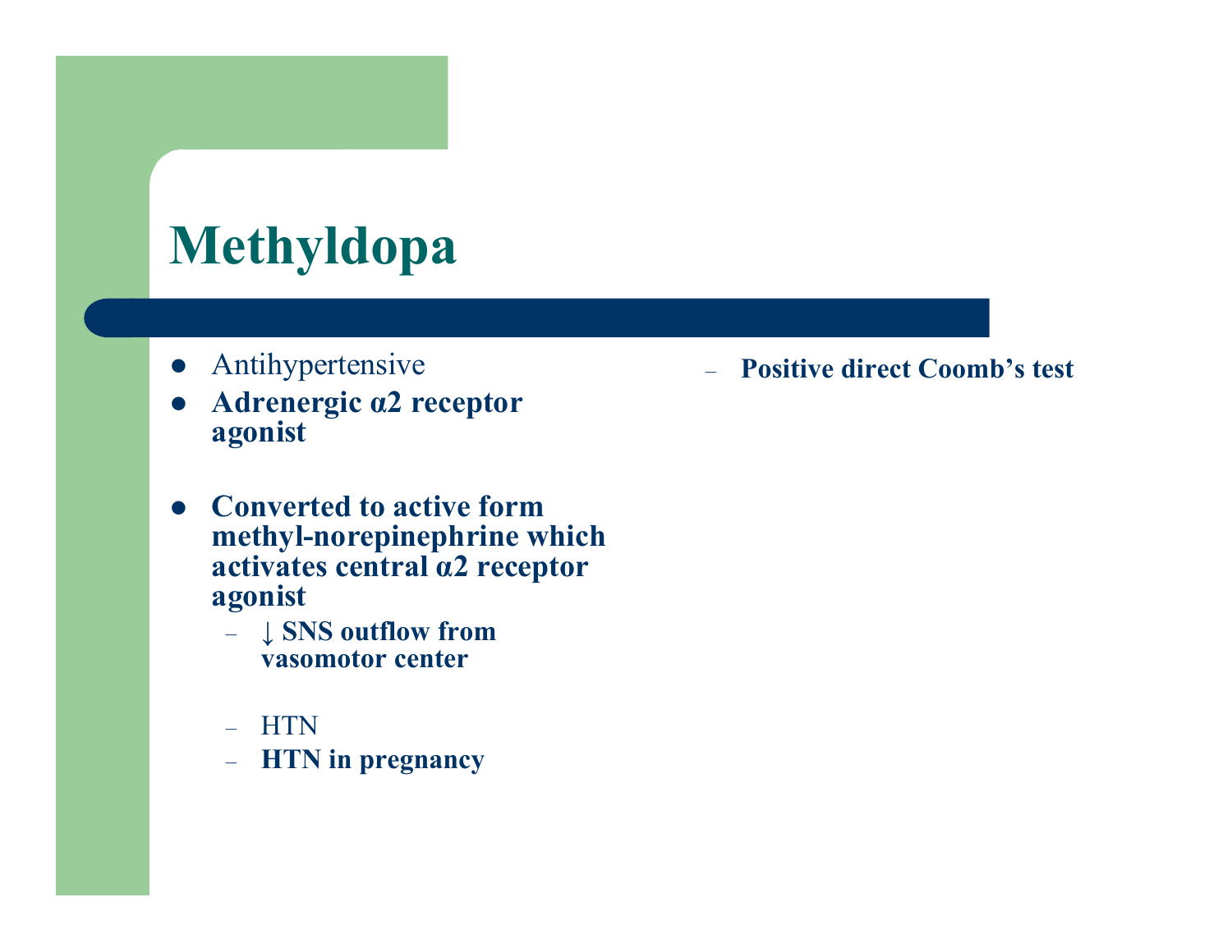# Methyldopa

- Antihypertensive
- **Adrenergic α2 receptor agonist**
- **Converted to active form methyl-norepinephrine which activates central α2 receptor agonist**
  - **↓ SNS outflow from vasomotor center**
  - HTN
  - **HTN in pregnancy**
  - **Positive direct Coomb's test**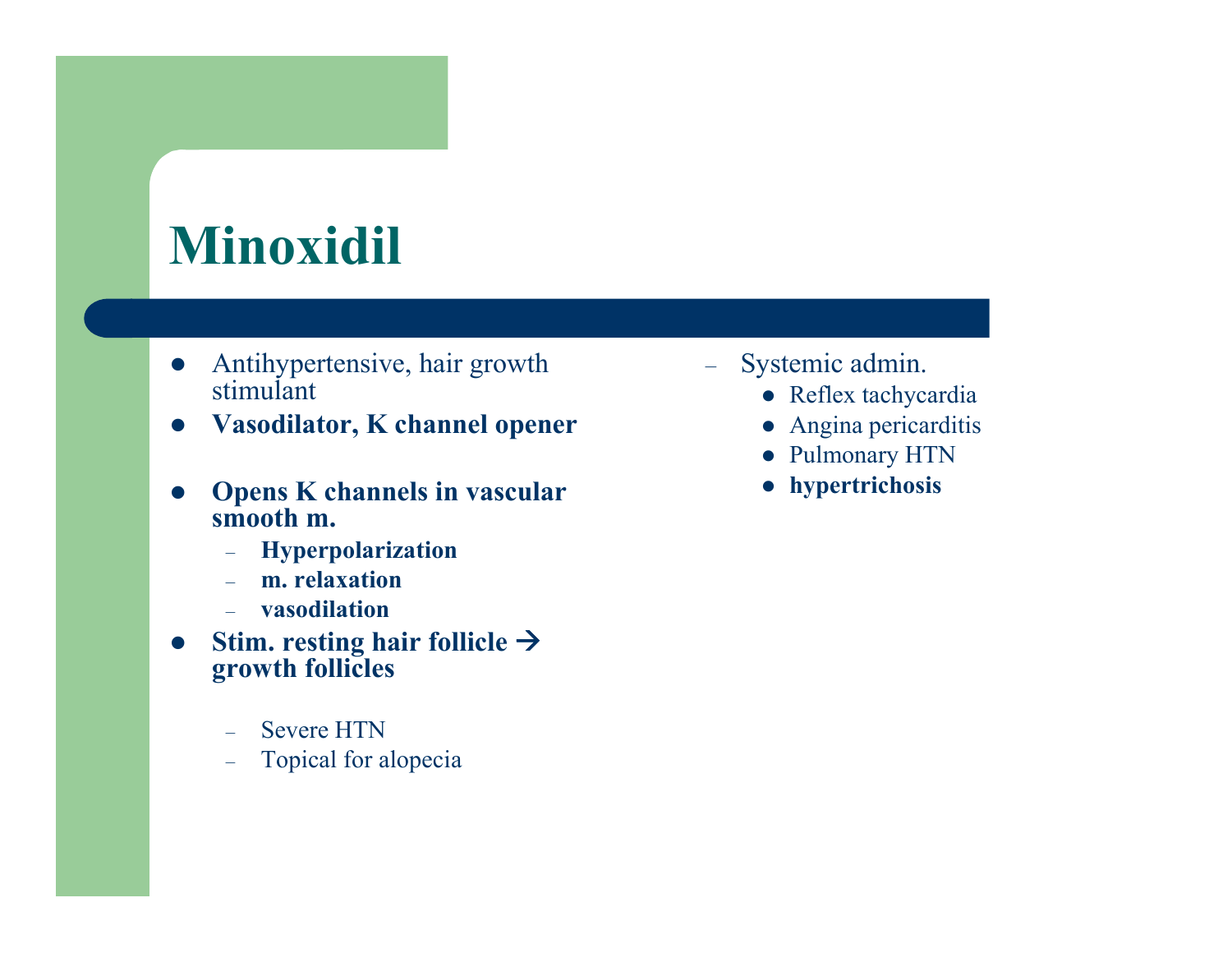# Minoxidil

- Antihypertensive, hair growth stimulant
- **Vasodilator, K channel opener**
- **Opens K channels in vascular smooth m.**
  - **Hyperpolarization**
  - **m. relaxation**
  - **vasodilation**
- **Stim. resting hair follicle → growth follicles**
  - Severe HTN
  - Topical for alopecia
  - Systemic admin.
    - Reflex tachycardia
    - Angina pericarditis
    - Pulmonary HTN
    - **hypertrichosis**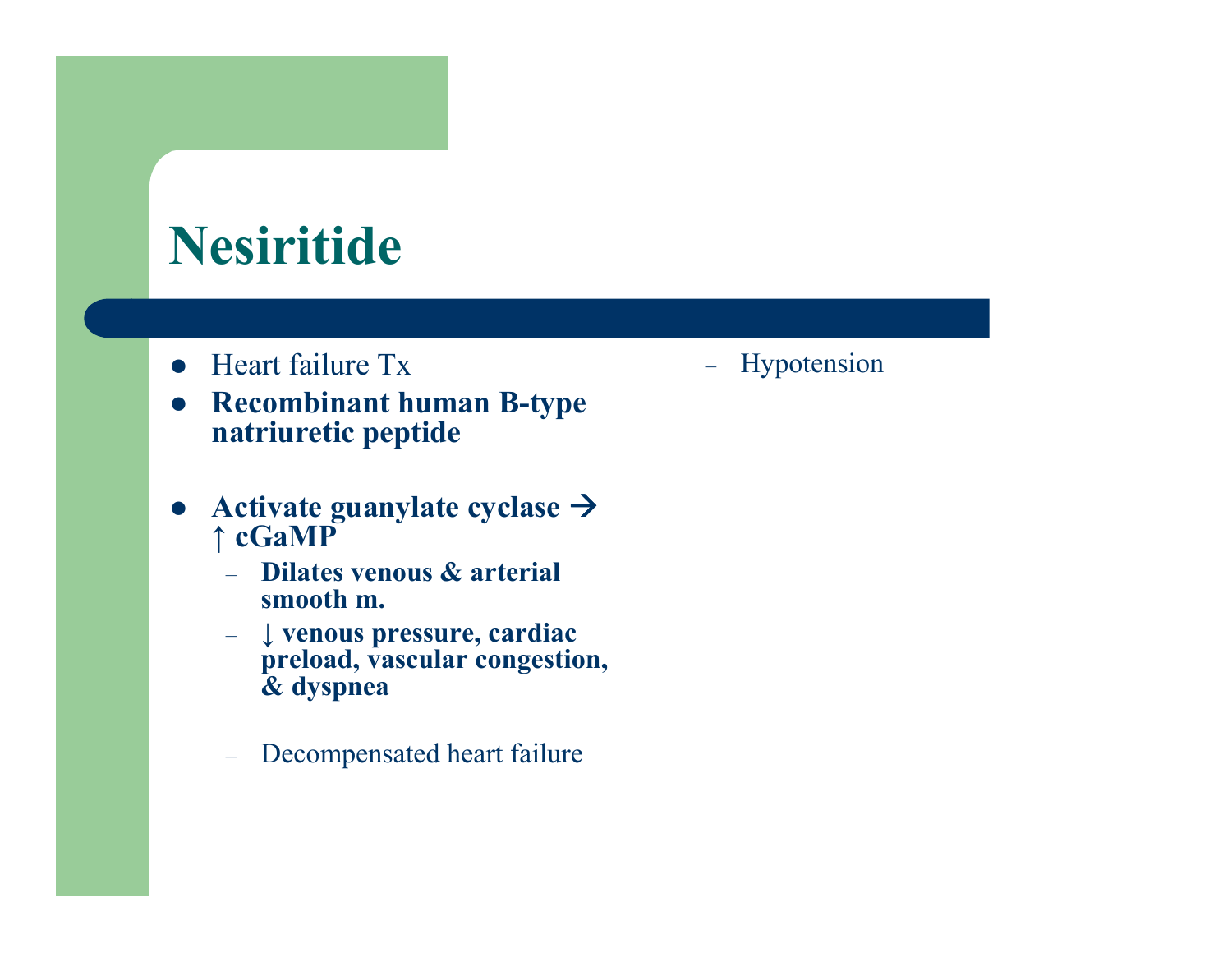# Nesiritide

- Heart failure Tx
- **Recombinant human B-type natriuretic peptide**
- **Activate guanylate cyclase → ↑ cGaMP**
  - **Dilates venous & arterial smooth m.**
  - **↓ venous pressure, cardiac preload, vascular congestion, & dyspnea**
  - Decompensated heart failure
  - Hypotension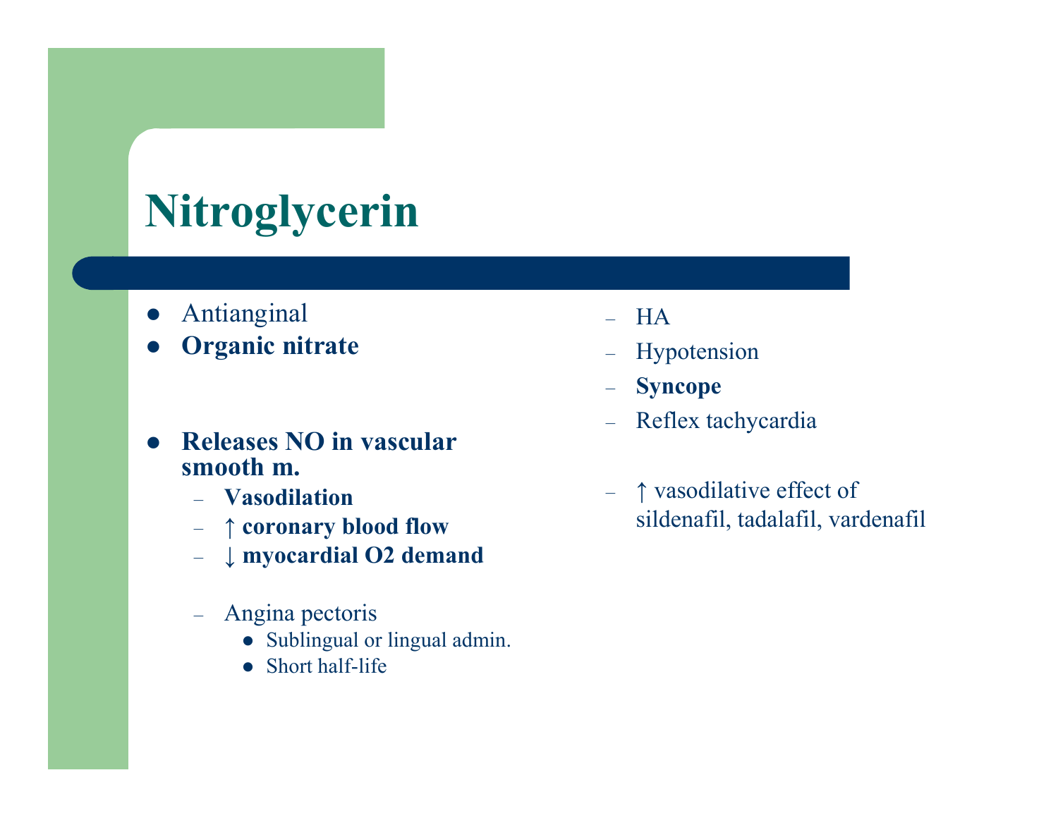# Nitroglycerin

- Antianginal
- **Organic nitrate**

- **Releases NO in vascular smooth m.**
  - **Vasodilation**
  - **↑ coronary blood flow**
  - **↓ myocardial O2 demand**

  - Angina pectoris
    - Sublingual or lingual admin.
    - Short half-life

- HA
- Hypotension
- **Syncope**
- Reflex tachycardia

- ↑ vasodilative effect of sildenafil, tadalafil, vardenafil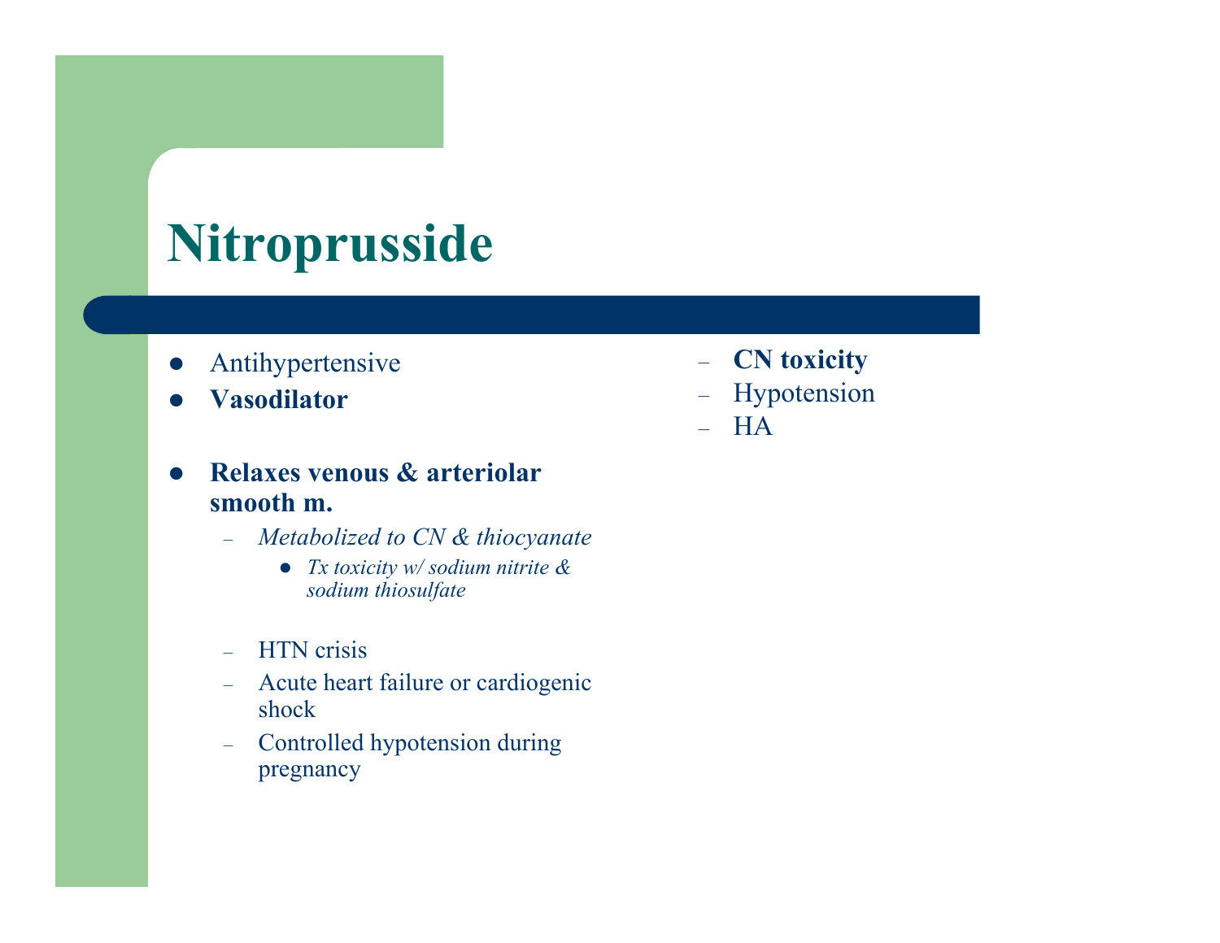# Nitroprusside

- Antihypertensive
- **Vasodilator**

- **Relaxes venous & arteriolar smooth m.**
  - *Metabolized to CN & thiocyanate*
    - *Tx toxicity w/ sodium nitrite & sodium thiosulfate*

  - HTN crisis
  - Acute heart failure or cardiogenic shock
  - Controlled hypotension during pregnancy

  - **CN toxicity**
  - Hypotension
  - HA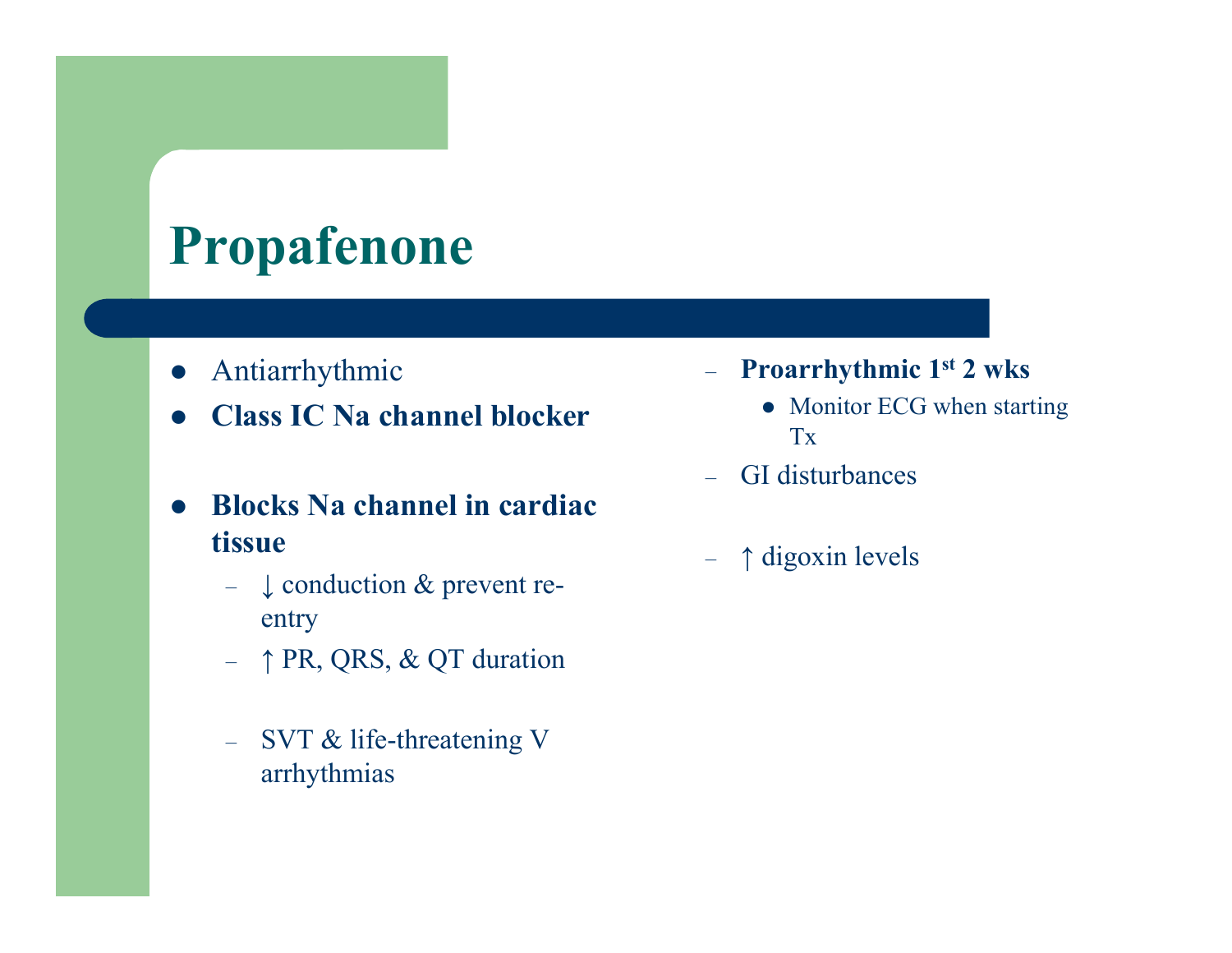# Propafenone

- Antiarrhythmic
- **Class IC Na channel blocker**

- **Blocks Na channel in cardiac tissue**
  - ↓ conduction & prevent re-entry
  - ↑ PR, QRS, & QT duration

  - SVT & life-threatening V arrhythmias

  - **Proarrhythmic 1st 2 wks**
    - Monitor ECG when starting Tx
  - GI disturbances

  - ↑ digoxin levels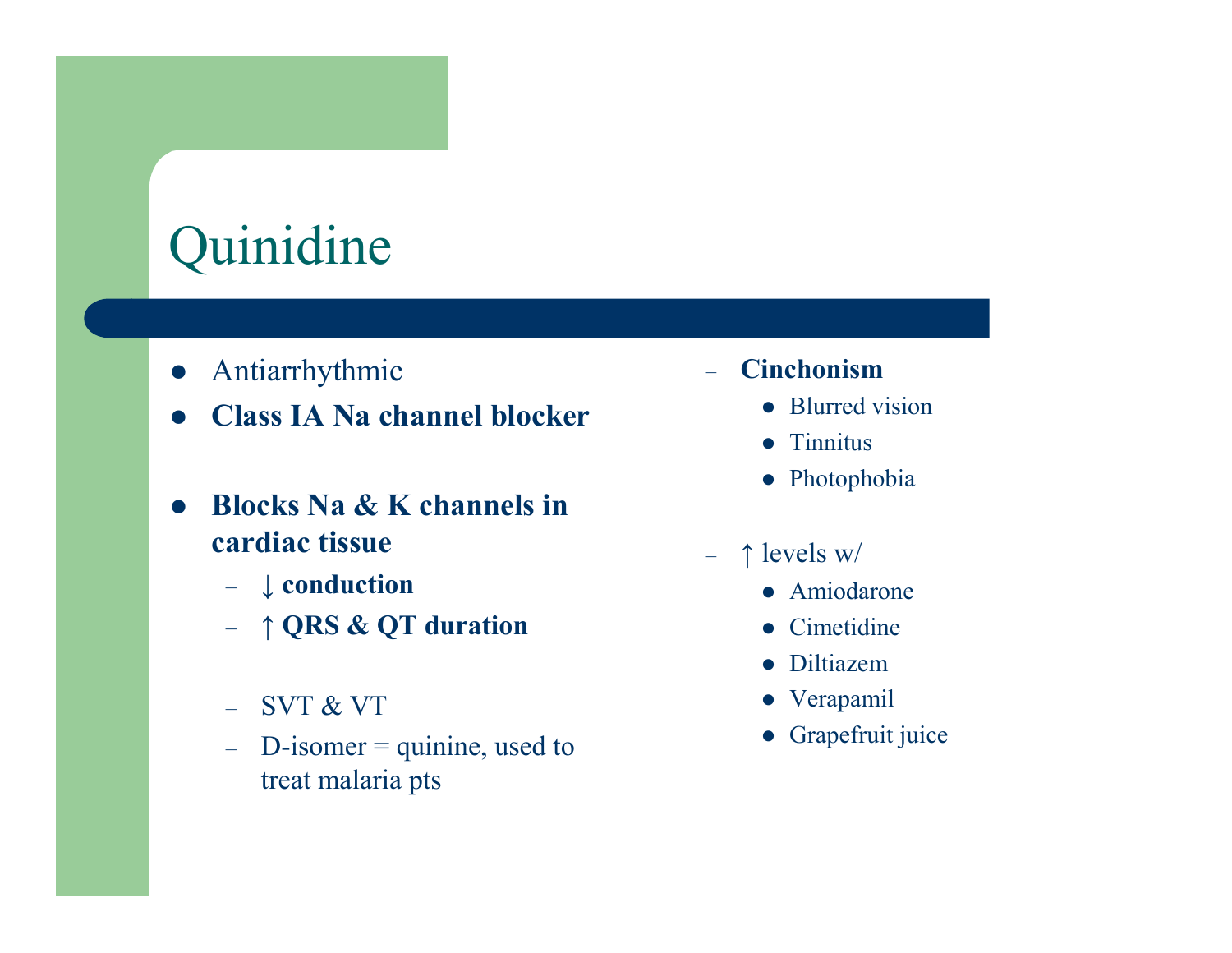# Quinidine

- Antiarrhythmic
- **Class IA Na channel blocker**

- **Blocks Na & K channels in cardiac tissue**
  - **↓ conduction**
  - **↑ QRS & QT duration**

  - SVT & VT
  - D-isomer = quinine, used to treat malaria pts

- **Cinchonism**
  - Blurred vision
  - Tinnitus
  - Photophobia

- ↑ levels w/
  - Amiodarone
  - Cimetidine
  - Diltiazem
  - Verapamil
  - Grapefruit juice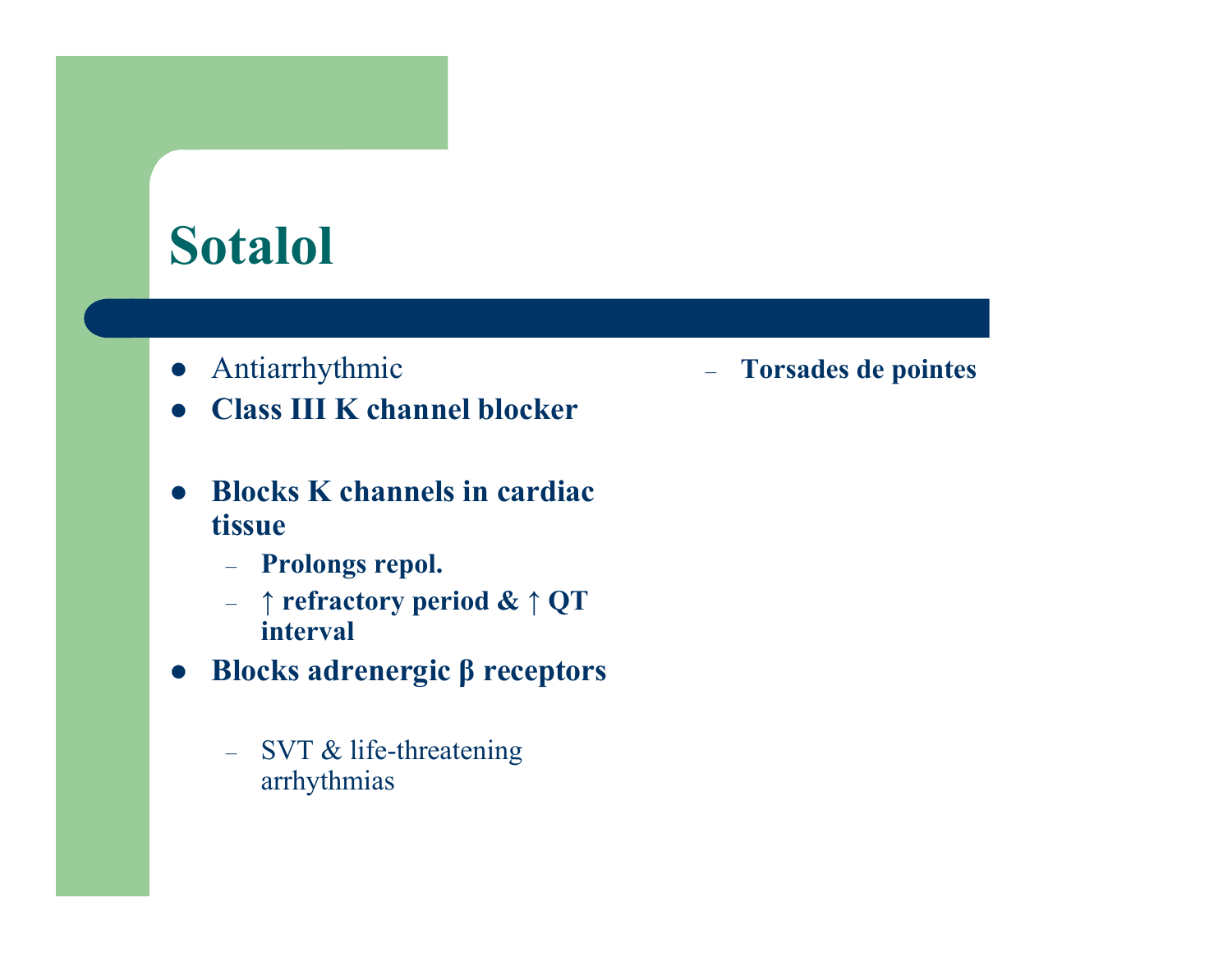# Sotalol

- Antiarrhythmic
- **Class III K channel blocker**

- **Blocks K channels in cardiac tissue**
  - **Prolongs repol.**
  - **↑ refractory period & ↑ QT interval**
- **Blocks adrenergic β receptors**

  - SVT & life-threatening arrhythmias

  - **Torsades de pointes**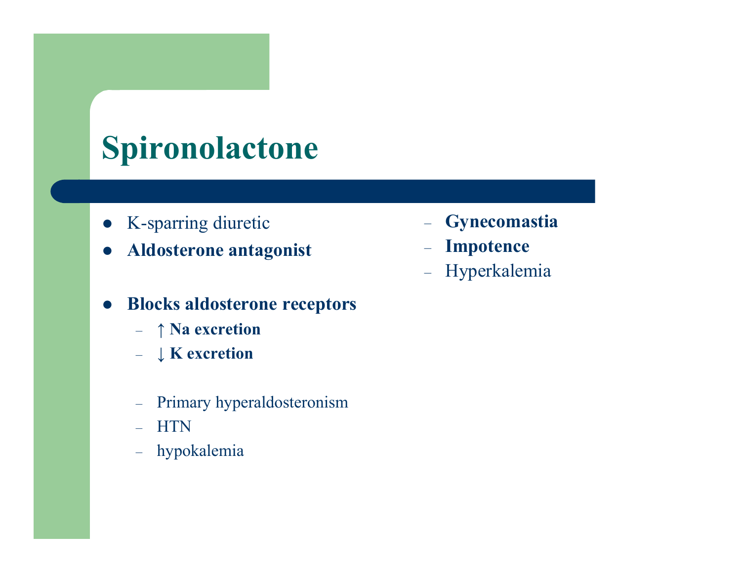# Spironolactone

- K-sparring diuretic
- **Aldosterone antagonist**

- **Blocks aldosterone receptors**
  - **↑ Na excretion**
  - **↓ K excretion**

  - Primary hyperaldosteronism
  - HTN
  - hypokalemia

- **Gynecomastia**
- **Impotence**
- Hyperkalemia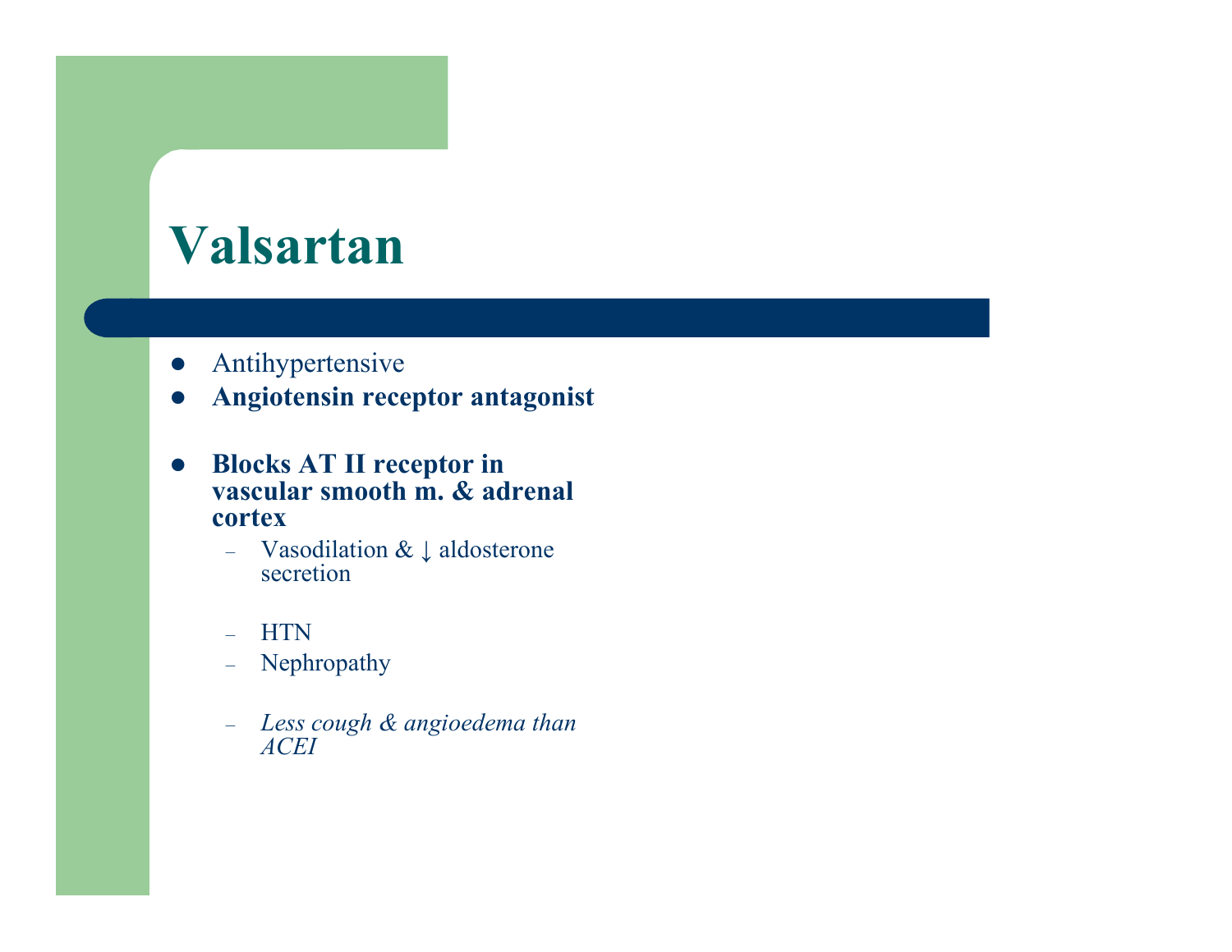# Valsartan

- Antihypertensive
- **Angiotensin receptor antagonist**

- **Blocks AT II receptor in vascular smooth m. & adrenal cortex**
  - Vasodilation & ↓ aldosterone secretion

  - HTN
  - Nephropathy

  - *Less cough & angioedema than ACEI*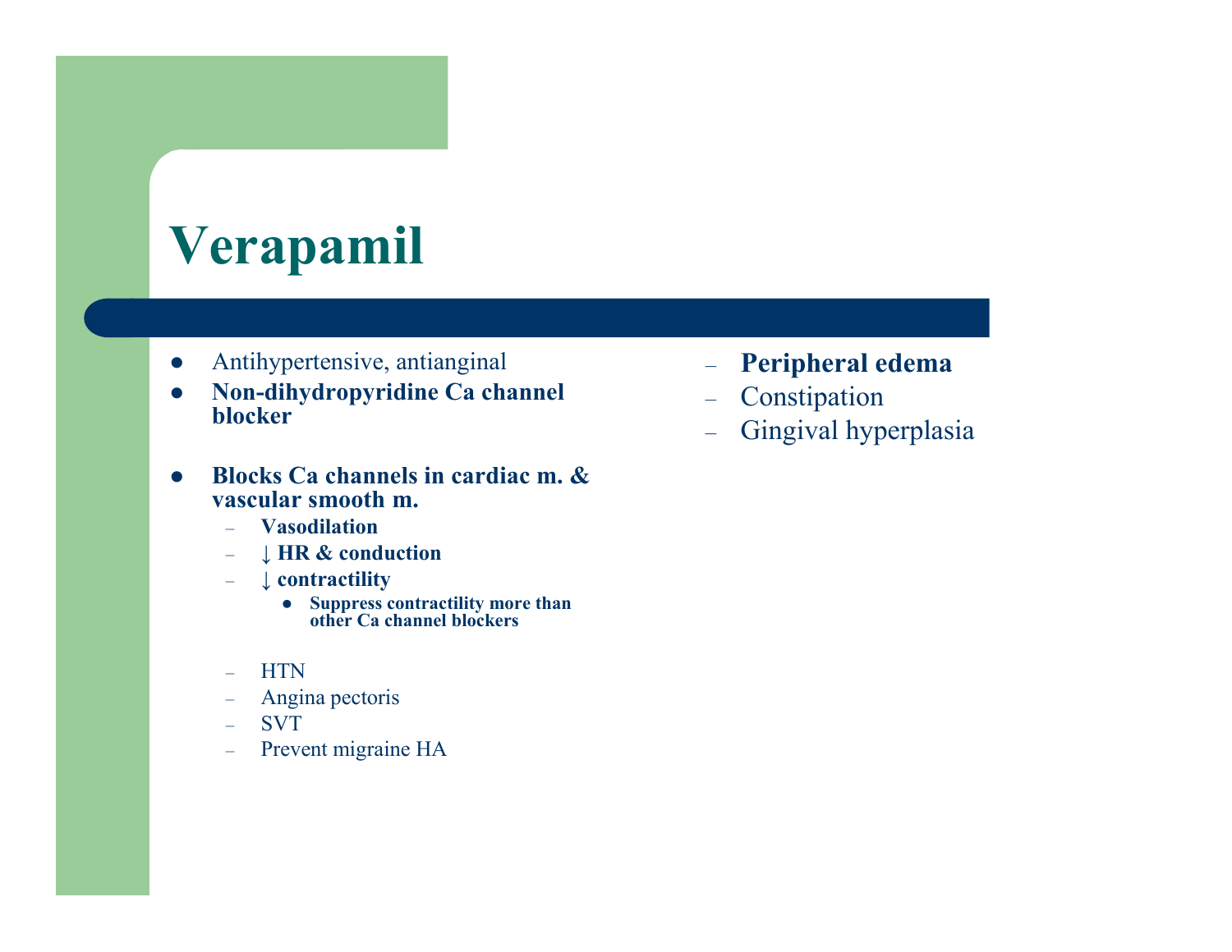# Verapamil

- Antihypertensive, antianginal
- **Non-dihydropyridine Ca channel blocker**

- **Blocks Ca channels in cardiac m. & vascular smooth m.**
  - **Vasodilation**
  - **↓ HR & conduction**
  - **↓ contractility**
    - **Suppress contractility more than other Ca channel blockers**

  - HTN
  - Angina pectoris
  - SVT
  - Prevent migraine HA

- **Peripheral edema**
- Constipation
- Gingival hyperplasia